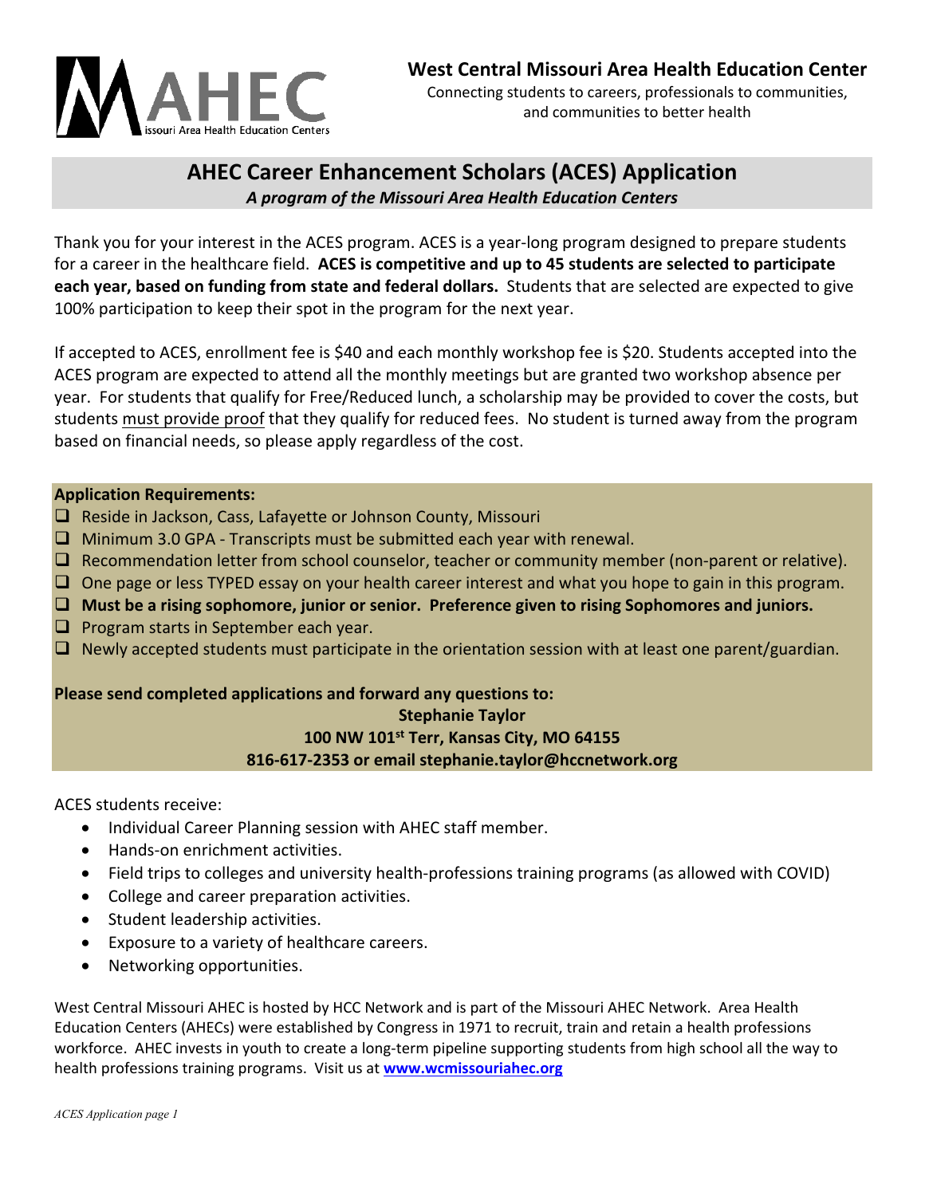**West Central Missouri Area Health Education Center**

Connecting students to careers, professionals to communities, and communities to better health

# AHEC Career Enhancement Scholars (ACES) Application

***A program of the Missouri Area Health Education Centers***

Thank you for your interest in the ACES program. ACES is a year-long program designed to prepare students for a career in the healthcare field. **ACES is competitive and up to 45 students are selected to participate each year, based on funding from state and federal dollars.** Students that are selected are expected to give 100% participation to keep their spot in the program for the next year.

If accepted to ACES, enrollment fee is $40 and each monthly workshop fee is $20. Students accepted into the ACES program are expected to attend all the monthly meetings but are granted two workshop absence per year. For students that qualify for Free/Reduced lunch, a scholarship may be provided to cover the costs, but students must provide proof that they qualify for reduced fees. No student is turned away from the program based on financial needs, so please apply regardless of the cost.

**Application Requirements:**

- ❑ Reside in Jackson, Cass, Lafayette or Johnson County, Missouri
- ❑ Minimum 3.0 GPA - Transcripts must be submitted each year with renewal.
- ❑ Recommendation letter from school counselor, teacher or community member (non-parent or relative).
- ❑ One page or less TYPED essay on your health career interest and what you hope to gain in this program.
- ❑ **Must be a rising sophomore, junior or senior. Preference given to rising Sophomores and juniors.**
- ❑ Program starts in September each year.
- ❑ Newly accepted students must participate in the orientation session with at least one parent/guardian.

**Please send completed applications and forward any questions to:**

**Stephanie Taylor**
**100 NW 101st Terr, Kansas City, MO 64155**
**816-617-2353 or email stephanie.taylor@hccnetwork.org**

ACES students receive:

- Individual Career Planning session with AHEC staff member.
- Hands-on enrichment activities.
- Field trips to colleges and university health-professions training programs (as allowed with COVID)
- College and career preparation activities.
- Student leadership activities.
- Exposure to a variety of healthcare careers.
- Networking opportunities.

West Central Missouri AHEC is hosted by HCC Network and is part of the Missouri AHEC Network. Area Health Education Centers (AHECs) were established by Congress in 1971 to recruit, train and retain a health professions workforce. AHEC invests in youth to create a long-term pipeline supporting students from high school all the way to health professions training programs. Visit us at **www.wcmissouriahec.org**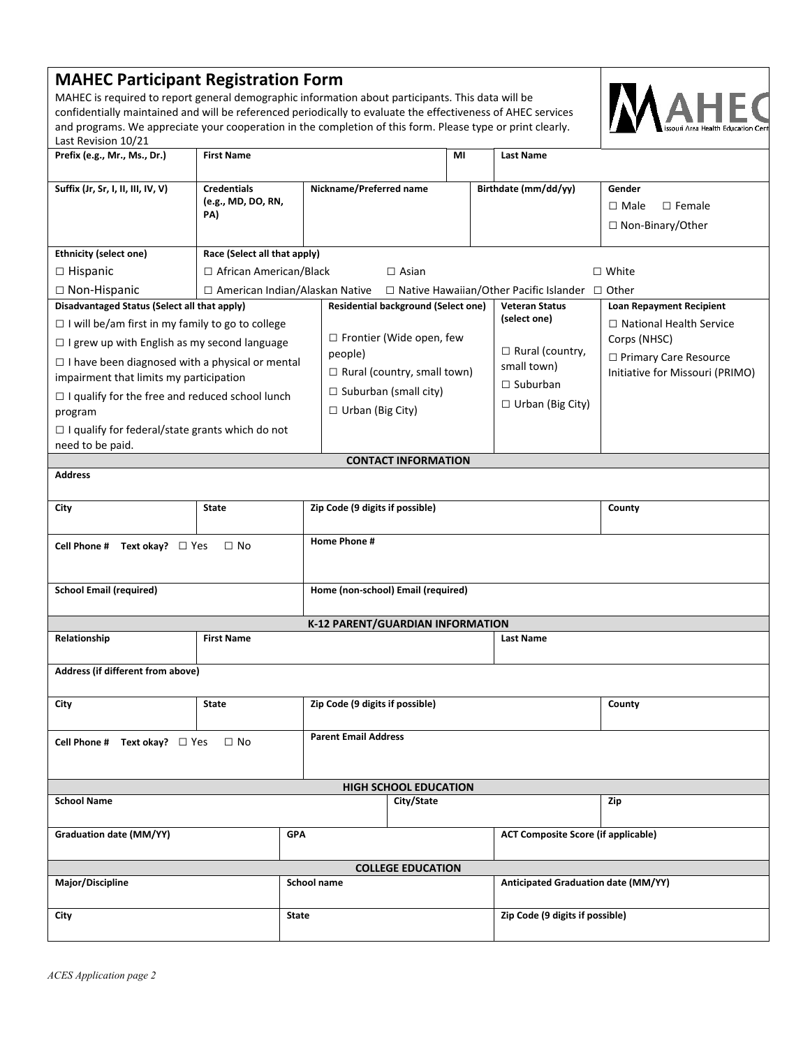# MAHEC Participant Registration Form

MAHEC is required to report general demographic information about participants. This data will be confidentially maintained and will be referenced periodically to evaluate the effectiveness of AHEC services and programs. We appreciate your cooperation in the completion of this form. Please type or print clearly.
Last Revision 10/21

| Prefix (e.g., Mr., Ms., Dr.) | First Name | MI | Last Name |
|---|---|---|---|
| | | | |

| Suffix (Jr, Sr, I, II, III, IV, V) | Credentials (e.g., MD, DO, RN, PA) | Nickname/Preferred name | Birthdate (mm/dd/yy) | Gender |
|---|---|---|---|---|
| | | | | ☐ Male ☐ Female ☐ Non-Binary/Other |

| Ethnicity (select one) | Race (Select all that apply) |
|---|---|
| ☐ Hispanic | ☐ African American/Black ☐ Asian ☐ White |
| ☐ Non-Hispanic | ☐ American Indian/Alaskan Native ☐ Native Hawaiian/Other Pacific Islander ☐ Other |

| Disadvantaged Status (Select all that apply) | Residential background (Select one) | Veteran Status (select one) | Loan Repayment Recipient |
|---|---|---|---|
| ☐ I will be/am first in my family to go to college<br>☐ I grew up with English as my second language<br>☐ I have been diagnosed with a physical or mental impairment that limits my participation<br>☐ I qualify for the free and reduced school lunch program<br>☐ I qualify for federal/state grants which do not need to be paid. | ☐ Frontier (Wide open, few people)<br>☐ Rural (country, small town)<br>☐ Suburban (small city)<br>☐ Urban (Big City) | ☐ Rural (country, small town)<br>☐ Suburban<br>☐ Urban (Big City) | ☐ National Health Service Corps (NHSC)<br>☐ Primary Care Resource Initiative for Missouri (PRIMO) |

## CONTACT INFORMATION

| Address | | | |
|---|---|---|---|
| | | | |
| **City** | **State** | **Zip Code (9 digits if possible)** | **County** |
| | | | |

| Cell Phone # Text okay? ☐ Yes ☐ No | Home Phone # |
|---|---|
| | |
| **School Email (required)** | **Home (non-school) Email (required)** |
| | |

## K-12 PARENT/GUARDIAN INFORMATION

| Relationship | First Name | Last Name |
|---|---|---|
| | | |

| Address (if different from above) | | | |
|---|---|---|---|
| | | | |
| **City** | **State** | **Zip Code (9 digits if possible)** | **County** |
| | | | |

| Cell Phone # Text okay? ☐ Yes ☐ No | Parent Email Address |
|---|---|
| | |

## HIGH SCHOOL EDUCATION

| School Name | City/State | Zip |
|---|---|---|
| | | |

| Graduation date (MM/YY) | GPA | ACT Composite Score (if applicable) |
|---|---|---|
| | | |

## COLLEGE EDUCATION

| Major/Discipline | School name | Anticipated Graduation date (MM/YY) |
|---|---|---|
| | | |
| **City** | **State** | **Zip Code (9 digits if possible)** |
| | | |

*ACES Application page 2*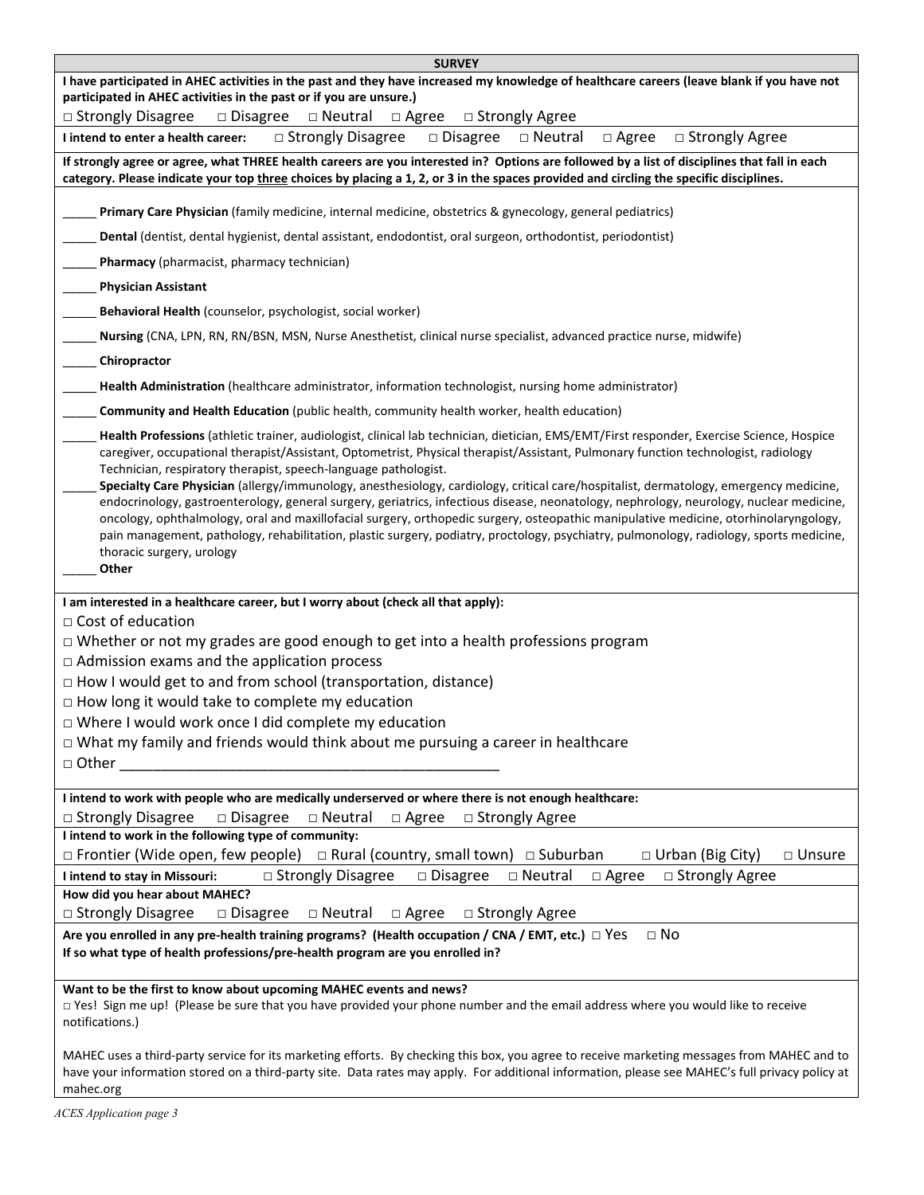## SURVEY

**I have participated in AHEC activities in the past and they have increased my knowledge of healthcare careers (leave blank if you have not participated in AHEC activities in the past or if you are unsure.)**

□ Strongly Disagree □ Disagree □ Neutral □ Agree □ Strongly Agree

**I intend to enter a health career:** □ Strongly Disagree □ Disagree □ Neutral □ Agree □ Strongly Agree

**If strongly agree or agree, what THREE health careers are you interested in? Options are followed by a list of disciplines that fall in each category. Please indicate your top three choices by placing a 1, 2, or 3 in the spaces provided and circling the specific disciplines.**

_____ **Primary Care Physician** (family medicine, internal medicine, obstetrics & gynecology, general pediatrics)

_____ **Dental** (dentist, dental hygienist, dental assistant, endodontist, oral surgeon, orthodontist, periodontist)

_____ **Pharmacy** (pharmacist, pharmacy technician)

_____ **Physician Assistant**

_____ **Behavioral Health** (counselor, psychologist, social worker)

_____ **Nursing** (CNA, LPN, RN, RN/BSN, MSN, Nurse Anesthetist, clinical nurse specialist, advanced practice nurse, midwife)

_____ **Chiropractor**

_____ **Health Administration** (healthcare administrator, information technologist, nursing home administrator)

_____ **Community and Health Education** (public health, community health worker, health education)

_____ **Health Professions** (athletic trainer, audiologist, clinical lab technician, dietician, EMS/EMT/First responder, Exercise Science, Hospice caregiver, occupational therapist/Assistant, Optometrist, Physical therapist/Assistant, Pulmonary function technologist, radiology Technician, respiratory therapist, speech-language pathologist.

_____ **Specialty Care Physician** (allergy/immunology, anesthesiology, cardiology, critical care/hospitalist, dermatology, emergency medicine, endocrinology, gastroenterology, general surgery, geriatrics, infectious disease, neonatology, nephrology, neurology, nuclear medicine, oncology, ophthalmology, oral and maxillofacial surgery, orthopedic surgery, osteopathic manipulative medicine, otorhinolaryngology, pain management, pathology, rehabilitation, plastic surgery, podiatry, proctology, psychiatry, pulmonology, radiology, sports medicine, thoracic surgery, urology

_____ **Other**

**I am interested in a healthcare career, but I worry about (check all that apply):**

□ Cost of education

□ Whether or not my grades are good enough to get into a health professions program

□ Admission exams and the application process

□ How I would get to and from school (transportation, distance)

□ How long it would take to complete my education

□ Where I would work once I did complete my education

□ What my family and friends would think about me pursuing a career in healthcare

□ Other ______________________________________________

**I intend to work with people who are medically underserved or where there is not enough healthcare:**

□ Strongly Disagree □ Disagree □ Neutral □ Agree □ Strongly Agree

**I intend to work in the following type of community:**

□ Frontier (Wide open, few people) □ Rural (country, small town) □ Suburban □ Urban (Big City) □ Unsure

**I intend to stay in Missouri:** □ Strongly Disagree □ Disagree □ Neutral □ Agree □ Strongly Agree

**How did you hear about MAHEC?**

□ Strongly Disagree □ Disagree □ Neutral □ Agree □ Strongly Agree

**Are you enrolled in any pre-health training programs? (Health occupation / CNA / EMT, etc.)** □ Yes □ No

**If so what type of health professions/pre-health program are you enrolled in?**

**Want to be the first to know about upcoming MAHEC events and news?**

□ Yes! Sign me up! (Please be sure that you have provided your phone number and the email address where you would like to receive notifications.)

MAHEC uses a third-party service for its marketing efforts. By checking this box, you agree to receive marketing messages from MAHEC and to have your information stored on a third-party site. Data rates may apply. For additional information, please see MAHEC's full privacy policy at mahec.org

*ACES Application page 3*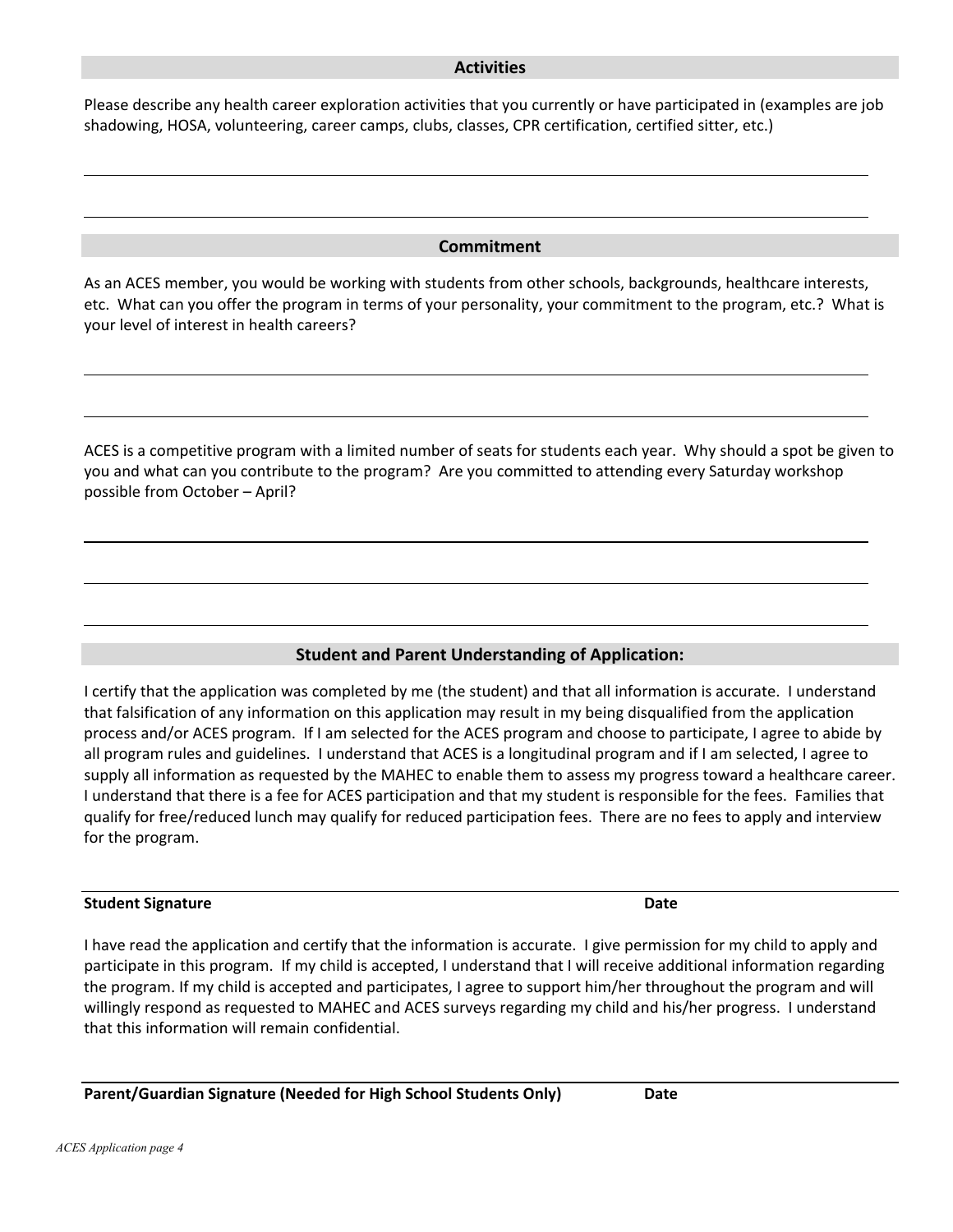## Activities

Please describe any health career exploration activities that you currently or have participated in (examples are job shadowing, HOSA, volunteering, career camps, clubs, classes, CPR certification, certified sitter, etc.)

______________________________________________________________________________

______________________________________________________________________________

## Commitment

As an ACES member, you would be working with students from other schools, backgrounds, healthcare interests, etc. What can you offer the program in terms of your personality, your commitment to the program, etc.? What is your level of interest in health careers?

______________________________________________________________________________

______________________________________________________________________________

ACES is a competitive program with a limited number of seats for students each year. Why should a spot be given to you and what can you contribute to the program? Are you committed to attending every Saturday workshop possible from October – April?

______________________________________________________________________________

______________________________________________________________________________

______________________________________________________________________________

## Student and Parent Understanding of Application:

I certify that the application was completed by me (the student) and that all information is accurate. I understand that falsification of any information on this application may result in my being disqualified from the application process and/or ACES program. If I am selected for the ACES program and choose to participate, I agree to abide by all program rules and guidelines. I understand that ACES is a longitudinal program and if I am selected, I agree to supply all information as requested by the MAHEC to enable them to assess my progress toward a healthcare career. I understand that there is a fee for ACES participation and that my student is responsible for the fees. Families that qualify for free/reduced lunch may qualify for reduced participation fees. There are no fees to apply and interview for the program.

______________________________________________________________________________

**Student Signature** **Date**

I have read the application and certify that the information is accurate. I give permission for my child to apply and participate in this program. If my child is accepted, I understand that I will receive additional information regarding the program. If my child is accepted and participates, I agree to support him/her throughout the program and will willingly respond as requested to MAHEC and ACES surveys regarding my child and his/her progress. I understand that this information will remain confidential.

______________________________________________________________________________

**Parent/Guardian Signature (Needed for High School Students Only)** **Date**